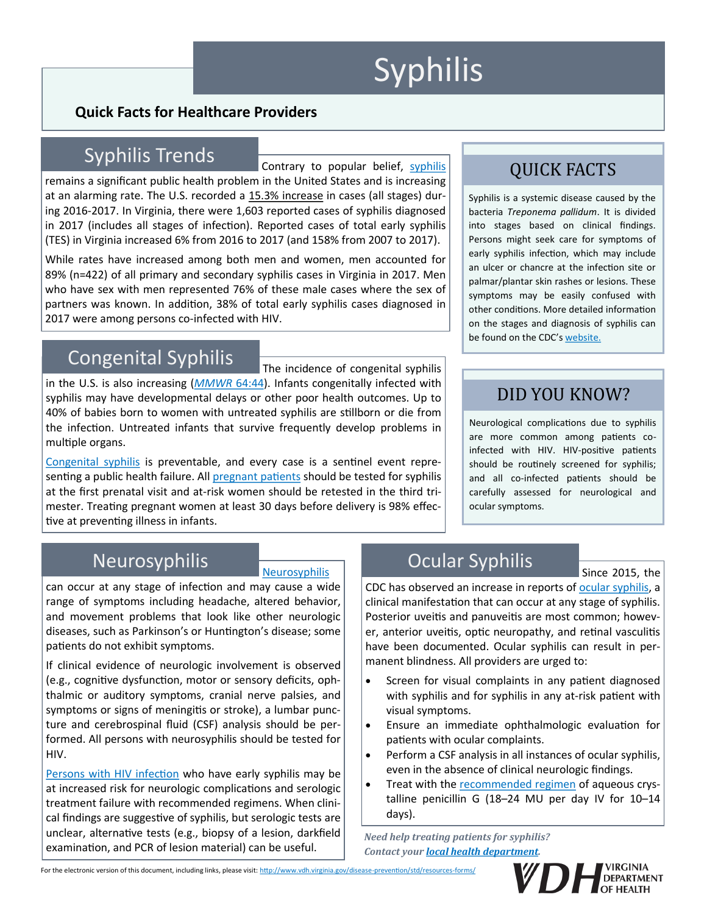# Syphilis

**Quick Facts for Healthcare Providers**

## Syphilis Trends

Contrary to popular belief, syphilis remains a significant public health problem in the United States and is increasing at an alarming rate. The U.S. recorded a 15.3% increase in cases (all stages) during 2016-2017. In Virginia, there were 1,603 reported cases of syphilis diagnosed in 2017 (includes all stages of infection). Reported cases of total early syphilis (TES) in Virginia increased 6% from 2016 to 2017 (and 158% from 2007 to 2017).

While rates have increased among both men and women, men accounted for 89% (n=422) of all primary and secondary syphilis cases in Virginia in 2017. Men who have sex with men represented 76% of these male cases where the sex of partners was known. In addition, 38% of total early syphilis cases diagnosed in 2017 were among persons co-infected with HIV.

## Congenital Syphilis

The incidence of congenital syphilis in the U.S. is also increasing (*MMWR* 64:44). Infants congenitally infected with syphilis may have developmental delays or other poor health outcomes. Up to 40% of babies born to women with untreated syphilis are stillborn or die from the infection. Untreated infants that survive frequently develop problems in multiple organs.

Congenital syphilis is preventable, and every case is a sentinel event representing a public health failure. All pregnant patients should be tested for syphilis at the first prenatal visit and at-risk women should be retested in the third trimester. Treating pregnant women at least 30 days before delivery is 98% effective at preventing illness in infants.

## QUICK FACTS

Syphilis is a systemic disease caused by the bacteria *Treponema pallidum*. It is divided into stages based on clinical findings. Persons might seek care for symptoms of early syphilis infection, which may include an ulcer or chancre at the infection site or palmar/plantar skin rashes or lesions. These symptoms may be easily confused with other conditions. More detailed information on the stages and diagnosis of syphilis can be found on the CDC's website.

## DID YOU KNOW?

Neurological complications due to syphilis are more common among patients co-infected with HIV. HIV-positive patients should be routinely screened for syphilis; and all co-infected patients should be carefully assessed for neurological and ocular symptoms.

## Neurosyphilis

Neurosyphilis can occur at any stage of infection and may cause a wide range of symptoms including headache, altered behavior, and movement problems that look like other neurologic diseases, such as Parkinson's or Huntington's disease; some patients do not exhibit symptoms.

If clinical evidence of neurologic involvement is observed (e.g., cognitive dysfunction, motor or sensory deficits, ophthalmic or auditory symptoms, cranial nerve palsies, and symptoms or signs of meningitis or stroke), a lumbar puncture and cerebrospinal fluid (CSF) analysis should be performed. All persons with neurosyphilis should be tested for HIV.

Persons with HIV infection who have early syphilis may be at increased risk for neurologic complications and serologic treatment failure with recommended regimens. When clinical findings are suggestive of syphilis, but serologic tests are unclear, alternative tests (e.g., biopsy of a lesion, darkfield examination, and PCR of lesion material) can be useful.

## Ocular Syphilis

Since 2015, the CDC has observed an increase in reports of ocular syphilis, a clinical manifestation that can occur at any stage of syphilis. Posterior uveitis and panuveitis are most common; however, anterior uveitis, optic neuropathy, and retinal vasculitis have been documented. Ocular syphilis can result in permanent blindness. All providers are urged to:

- Screen for visual complaints in any patient diagnosed with syphilis and for syphilis in any at-risk patient with visual symptoms.
- Ensure an immediate ophthalmologic evaluation for patients with ocular complaints.
- Perform a CSF analysis in all instances of ocular syphilis, even in the absence of clinical neurologic findings.
- Treat with the recommended regimen of aqueous crystalline penicillin G (18–24 MU per day IV for 10–14 days).

***Need help treating patients for syphilis? Contact your local health department.***

For the electronic version of this document, including links, please visit: http://www.vdh.virginia.gov/disease-prevention/std/resources-forms/

VDH VIRGINIA DEPARTMENT OF HEALTH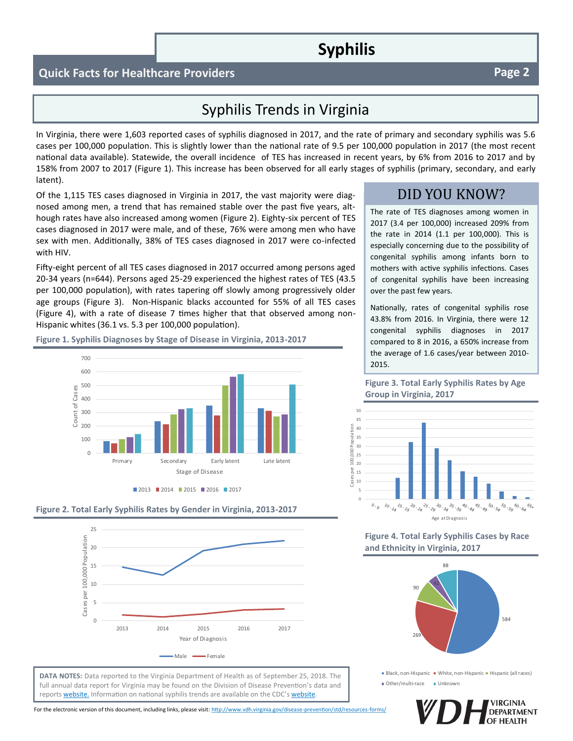# Syphilis

## Quick Facts for Healthcare Providers

## Syphilis Trends in Virginia

In Virginia, there were 1,603 reported cases of syphilis diagnosed in 2017, and the rate of primary and secondary syphilis was 5.6 cases per 100,000 population. This is slightly lower than the national rate of 9.5 per 100,000 population in 2017 (the most recent national data available). Statewide, the overall incidence of TES has increased in recent years, by 6% from 2016 to 2017 and by 158% from 2007 to 2017 (Figure 1). This increase has been observed for all early stages of syphilis (primary, secondary, and early latent).

Of the 1,115 TES cases diagnosed in Virginia in 2017, the vast majority were diagnosed among men, a trend that has remained stable over the past five years, although rates have also increased among women (Figure 2). Eighty-six percent of TES cases diagnosed in 2017 were male, and of these, 76% were among men who have sex with men. Additionally, 38% of TES cases diagnosed in 2017 were co-infected with HIV.

Fifty-eight percent of all TES cases diagnosed in 2017 occurred among persons aged 20-34 years (n=644). Persons aged 25-29 experienced the highest rates of TES (43.5 per 100,000 population), with rates tapering off slowly among progressively older age groups (Figure 3). Non-Hispanic blacks accounted for 55% of all TES cases (Figure 4), with a rate of disease 7 times higher that that observed among non-Hispanic whites (36.1 vs. 5.3 per 100,000 population).

**Figure 1. Syphilis Diagnoses by Stage of Disease in Virginia, 2013-2017**

**Figure 2. Total Early Syphilis Rates by Gender in Virginia, 2013-2017**

## DID YOU KNOW?

The rate of TES diagnoses among women in 2017 (3.4 per 100,000) increased 209% from the rate in 2014 (1.1 per 100,000). This is especially concerning due to the possibility of congenital syphilis among infants born to mothers with active syphilis infections. Cases of congenital syphilis have been increasing over the past few years.

Nationally, rates of congenital syphilis rose 43.8% from 2016. In Virginia, there were 12 congenital syphilis diagnoses in 2017 compared to 8 in 2016, a 650% increase from the average of 1.6 cases/year between 2010-2015.

**Figure 3. Total Early Syphilis Rates by Age Group in Virginia, 2017**

**Figure 4. Total Early Syphilis Cases by Race and Ethnicity in Virginia, 2017**

**DATA NOTES:** Data reported to the Virginia Department of Health as of September 25, 2018. The full annual data report for Virginia may be found on the Division of Disease Prevention's data and reports website. Information on national syphilis trends are available on the CDC's website.

For the electronic version of this document, including links, please visit: http://www.vdh.virginia.gov/disease-prevention/std/resources-forms/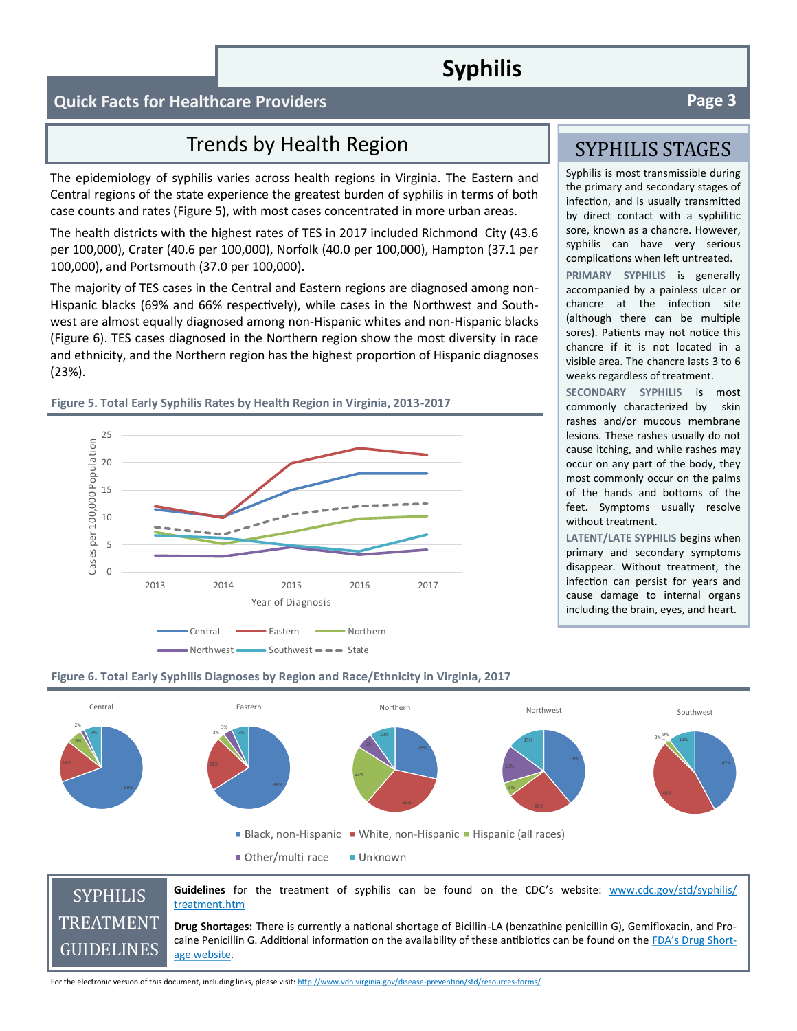# Syphilis

## Quick Facts for Healthcare Providers

## Trends by Health Region

The epidemiology of syphilis varies across health regions in Virginia. The Eastern and Central regions of the state experience the greatest burden of syphilis in terms of both case counts and rates (Figure 5), with most cases concentrated in more urban areas.

The health districts with the highest rates of TES in 2017 included Richmond City (43.6 per 100,000), Crater (40.6 per 100,000), Norfolk (40.0 per 100,000), Hampton (37.1 per 100,000), and Portsmouth (37.0 per 100,000).

The majority of TES cases in the Central and Eastern regions are diagnosed among non-Hispanic blacks (69% and 66% respectively), while cases in the Northwest and Southwest are almost equally diagnosed among non-Hispanic whites and non-Hispanic blacks (Figure 6). TES cases diagnosed in the Northern region show the most diversity in race and ethnicity, and the Northern region has the highest proportion of Hispanic diagnoses (23%).

**Figure 5. Total Early Syphilis Rates by Health Region in Virginia, 2013-2017**

Cases per 100,000 Population
0, 5, 10, 15, 20, 25
2013, 2014, 2015, 2016, 2017
Year of Diagnosis
Central, Eastern, Northern, Northwest, Southwest, State

**Figure 6. Total Early Syphilis Diagnoses by Region and Race/Ethnicity in Virginia, 2017**

Central: 69%, 16%, 6%, 2%, 7%
Eastern: 66%, 21%, 3%, 3%, 7%
Northern: 28%, 33%, 23%, 6%, 10%
Northwest: 39%, 26%, 5%, 15%, 15%
Southwest: 42%, 45%, 2%, 0%, 11%

Black, non-Hispanic; White, non-Hispanic; Hispanic (all races); Other/multi-race; Unknown

## SYPHILIS STAGES

Syphilis is most transmissible during the primary and secondary stages of infection, and is usually transmitted by direct contact with a syphilitic sore, known as a chancre. However, syphilis can have very serious complications when left untreated.

**PRIMARY SYPHILIS** is generally accompanied by a painless ulcer or chancre at the infection site (although there can be multiple sores). Patients may not notice this chancre if it is not located in a visible area. The chancre lasts 3 to 6 weeks regardless of treatment.

**SECONDARY SYPHILIS** is most commonly characterized by skin rashes and/or mucous membrane lesions. These rashes usually do not cause itching, and while rashes may occur on any part of the body, they most commonly occur on the palms of the hands and bottoms of the feet. Symptoms usually resolve without treatment.

**LATENT/LATE SYPHILIS** begins when primary and secondary symptoms disappear. Without treatment, the infection can persist for years and cause damage to internal organs including the brain, eyes, and heart.

## SYPHILIS TREATMENT GUIDELINES

**Guidelines** for the treatment of syphilis can be found on the CDC's website: www.cdc.gov/std/syphilis/treatment.htm

**Drug Shortages:** There is currently a national shortage of Bicillin-LA (benzathine penicillin G), Gemifloxacin, and Procaine Penicillin G. Additional information on the availability of these antibiotics can be found on the FDA's Drug Shortage website.

For the electronic version of this document, including links, please visit: http://www.vdh.virginia.gov/disease-prevention/std/resources-forms/